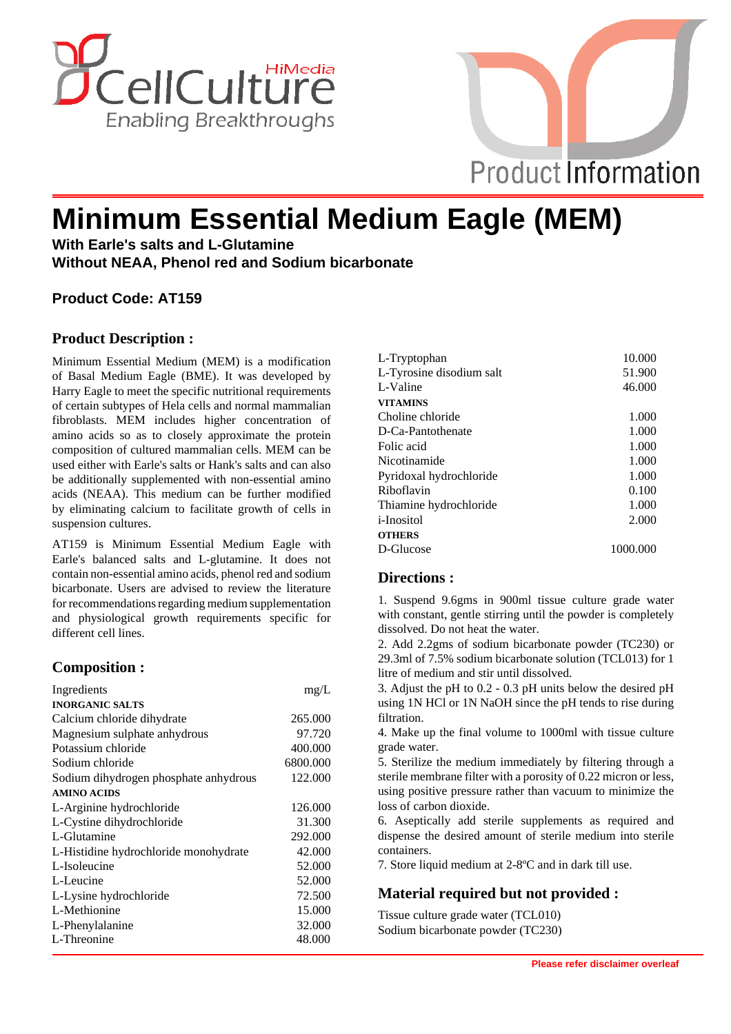# Minimum Essential Medium Eagle (MEM)

**With Earle's salts and L-Glutamine**
**Without NEAA, Phenol red and Sodium bicarbonate**

**Product Code: AT159**

## Product Description :

Minimum Essential Medium (MEM) is a modification of Basal Medium Eagle (BME). It was developed by Harry Eagle to meet the specific nutritional requirements of certain subtypes of Hela cells and normal mammalian fibroblasts. MEM includes higher concentration of amino acids so as to closely approximate the protein composition of cultured mammalian cells. MEM can be used either with Earle's salts or Hank's salts and can also be additionally supplemented with non-essential amino acids (NEAA). This medium can be further modified by eliminating calcium to facilitate growth of cells in suspension cultures.

AT159 is Minimum Essential Medium Eagle with Earle's balanced salts and L-glutamine. It does not contain non-essential amino acids, phenol red and sodium bicarbonate. Users are advised to review the literature for recommendations regarding medium supplementation and physiological growth requirements specific for different cell lines.

## Composition :

| Ingredients | mg/L |
|---|---|
| **INORGANIC SALTS** | |
| Calcium chloride dihydrate | 265.000 |
| Magnesium sulphate anhydrous | 97.720 |
| Potassium chloride | 400.000 |
| Sodium chloride | 6800.000 |
| Sodium dihydrogen phosphate anhydrous | 122.000 |
| **AMINO ACIDS** | |
| L-Arginine hydrochloride | 126.000 |
| L-Cystine dihydrochloride | 31.300 |
| L-Glutamine | 292.000 |
| L-Histidine hydrochloride monohydrate | 42.000 |
| L-Isoleucine | 52.000 |
| L-Leucine | 52.000 |
| L-Lysine hydrochloride | 72.500 |
| L-Methionine | 15.000 |
| L-Phenylalanine | 32.000 |
| L-Threonine | 48.000 |
| L-Tryptophan | 10.000 |
| L-Tyrosine disodium salt | 51.900 |
| L-Valine | 46.000 |
| **VITAMINS** | |
| Choline chloride | 1.000 |
| D-Ca-Pantothenate | 1.000 |
| Folic acid | 1.000 |
| Nicotinamide | 1.000 |
| Pyridoxal hydrochloride | 1.000 |
| Riboflavin | 0.100 |
| Thiamine hydrochloride | 1.000 |
| i-Inositol | 2.000 |
| **OTHERS** | |
| D-Glucose | 1000.000 |

## Directions :

1. Suspend 9.6gms in 900ml tissue culture grade water with constant, gentle stirring until the powder is completely dissolved. Do not heat the water.
2. Add 2.2gms of sodium bicarbonate powder (TC230) or 29.3ml of 7.5% sodium bicarbonate solution (TCL013) for 1 litre of medium and stir until dissolved.
3. Adjust the pH to 0.2 - 0.3 pH units below the desired pH using 1N HCl or 1N NaOH since the pH tends to rise during filtration.
4. Make up the final volume to 1000ml with tissue culture grade water.
5. Sterilize the medium immediately by filtering through a sterile membrane filter with a porosity of 0.22 micron or less, using positive pressure rather than vacuum to minimize the loss of carbon dioxide.
6. Aseptically add sterile supplements as required and dispense the desired amount of sterile medium into sterile containers.
7. Store liquid medium at 2-8ºC and in dark till use.

## Material required but not provided :

Tissue culture grade water (TCL010)
Sodium bicarbonate powder (TC230)

Please refer disclaimer overleaf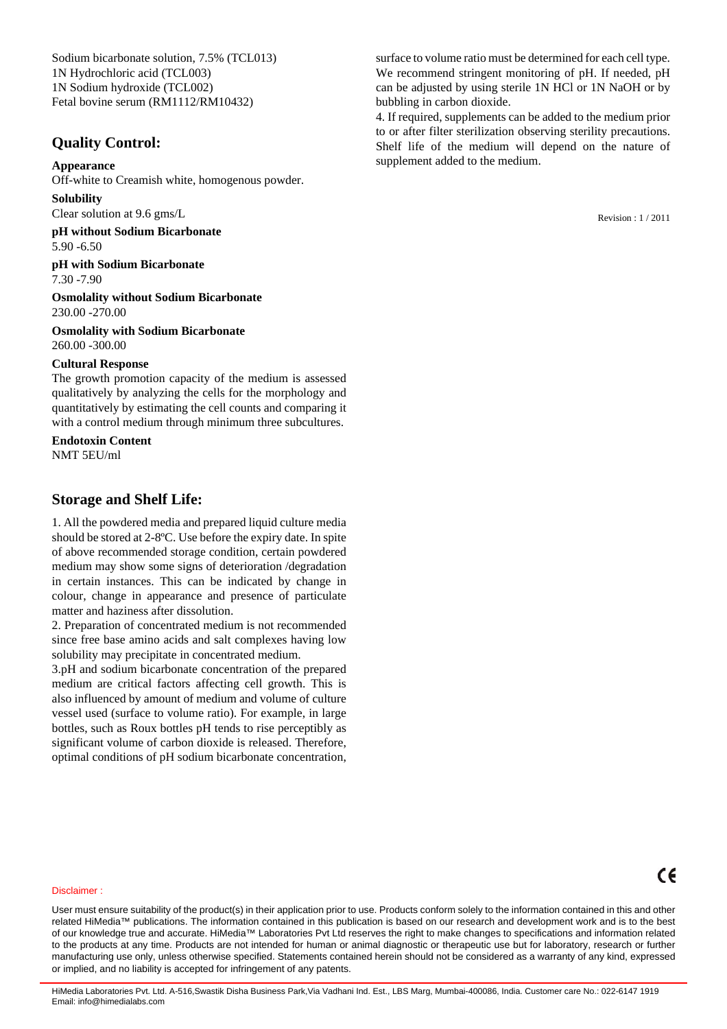Sodium bicarbonate solution, 7.5% (TCL013)
1N Hydrochloric acid (TCL003)
1N Sodium hydroxide (TCL002)
Fetal bovine serum (RM1112/RM10432)

## Quality Control:

**Appearance**
Off-white to Creamish white, homogenous powder.

**Solubility**
Clear solution at 9.6 gms/L

**pH without Sodium Bicarbonate**
5.90 -6.50

**pH with Sodium Bicarbonate**
7.30 -7.90

**Osmolality without Sodium Bicarbonate**
230.00 -270.00

**Osmolality with Sodium Bicarbonate**
260.00 -300.00

**Cultural Response**
The growth promotion capacity of the medium is assessed qualitatively by analyzing the cells for the morphology and quantitatively by estimating the cell counts and comparing it with a control medium through minimum three subcultures.

**Endotoxin Content**
NMT 5EU/ml

## Storage and Shelf Life:

1. All the powdered media and prepared liquid culture media should be stored at 2-8ºC. Use before the expiry date. In spite of above recommended storage condition, certain powdered medium may show some signs of deterioration /degradation in certain instances. This can be indicated by change in colour, change in appearance and presence of particulate matter and haziness after dissolution.
2. Preparation of concentrated medium is not recommended since free base amino acids and salt complexes having low solubility may precipitate in concentrated medium.
3.pH and sodium bicarbonate concentration of the prepared medium are critical factors affecting cell growth. This is also influenced by amount of medium and volume of culture vessel used (surface to volume ratio). For example, in large bottles, such as Roux bottles pH tends to rise perceptibly as significant volume of carbon dioxide is released. Therefore, optimal conditions of pH sodium bicarbonate concentration, surface to volume ratio must be determined for each cell type. We recommend stringent monitoring of pH. If needed, pH can be adjusted by using sterile 1N HCl or 1N NaOH or by bubbling in carbon dioxide.
4. If required, supplements can be added to the medium prior to or after filter sterilization observing sterility precautions. Shelf life of the medium will depend on the nature of supplement added to the medium.

Revision : 1 / 2011

Disclaimer :

User must ensure suitability of the product(s) in their application prior to use. Products conform solely to the information contained in this and other related HiMedia™ publications. The information contained in this publication is based on our research and development work and is to the best of our knowledge true and accurate. HiMedia™ Laboratories Pvt Ltd reserves the right to make changes to specifications and information related to the products at any time. Products are not intended for human or animal diagnostic or therapeutic use but for laboratory, research or further manufacturing use only, unless otherwise specified. Statements contained herein should not be considered as a warranty of any kind, expressed or implied, and no liability is accepted for infringement of any patents.

HiMedia Laboratories Pvt. Ltd. A-516,Swastik Disha Business Park,Via Vadhani Ind. Est., LBS Marg, Mumbai-400086, India. Customer care No.: 022-6147 1919
Email: info@himedialabs.com